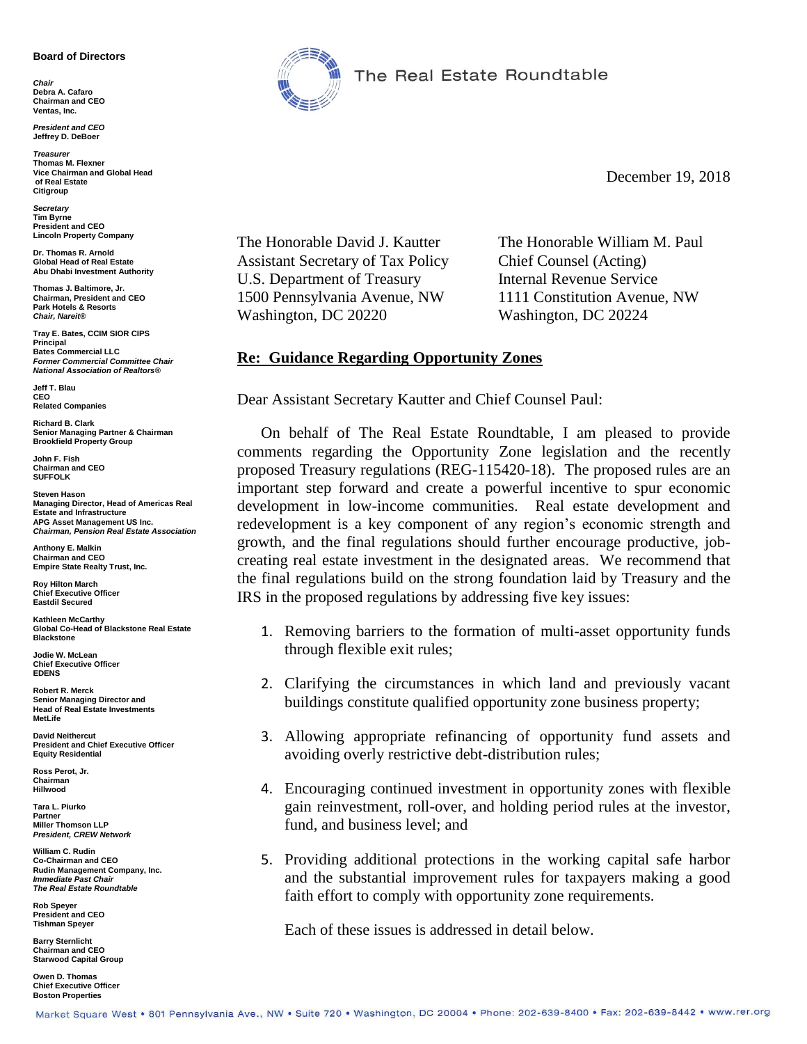**Board of Directors**

***Chair***
**Debra A. Cafaro**
**Chairman and CEO**
**Ventas, Inc.**

***President and CEO***
**Jeffrey D. DeBoer**

***Treasurer***
**Thomas M. Flexner**
**Vice Chairman and Global Head of Real Estate**
**Citigroup**

***Secretary***
**Tim Byrne**
**President and CEO**
**Lincoln Property Company**

**Dr. Thomas R. Arnold**
**Global Head of Real Estate**
**Abu Dhabi Investment Authority**

**Thomas J. Baltimore, Jr.**
**Chairman, President and CEO**
**Park Hotels & Resorts**
***Chair, Nareit®***

**Tray E. Bates, CCIM SIOR CIPS**
**Principal**
**Bates Commercial LLC**
***Former Commercial Committee Chair***
***National Association of Realtors®***

**Jeff T. Blau**
**CEO**
**Related Companies**

**Richard B. Clark**
**Senior Managing Partner & Chairman**
**Brookfield Property Group**

**John F. Fish**
**Chairman and CEO**
**SUFFOLK**

**Steven Hason**
**Managing Director, Head of Americas Real Estate and Infrastructure**
**APG Asset Management US Inc.**
***Chairman, Pension Real Estate Association***

**Anthony E. Malkin**
**Chairman and CEO**
**Empire State Realty Trust, Inc.**

**Roy Hilton March**
**Chief Executive Officer**
**Eastdil Secured**

**Kathleen McCarthy**
**Global Co-Head of Blackstone Real Estate**
**Blackstone**

**Jodie W. McLean**
**Chief Executive Officer**
**EDENS**

**Robert R. Merck**
**Senior Managing Director and Head of Real Estate Investments**
**MetLife**

**David Neithercut**
**President and Chief Executive Officer**
**Equity Residential**

**Ross Perot, Jr.**
**Chairman**
**Hillwood**

**Tara L. Piurko**
**Partner**
**Miller Thomson LLP**
***President, CREW Network***

**William C. Rudin**
**Co-Chairman and CEO**
**Rudin Management Company, Inc.**
***Immediate Past Chair***
***The Real Estate Roundtable***

**Rob Speyer**
**President and CEO**
**Tishman Speyer**

**Barry Sternlicht**
**Chairman and CEO**
**Starwood Capital Group**

**Owen D. Thomas**
**Chief Executive Officer**
**Boston Properties**

The Real Estate Roundtable

December 19, 2018

The Honorable David J. Kautter
Assistant Secretary of Tax Policy
U.S. Department of Treasury
1500 Pennsylvania Avenue, NW
Washington, DC 20220

The Honorable William M. Paul
Chief Counsel (Acting)
Internal Revenue Service
1111 Constitution Avenue, NW
Washington, DC 20224

**<u>Re: Guidance Regarding Opportunity Zones</u>**

Dear Assistant Secretary Kautter and Chief Counsel Paul:

On behalf of The Real Estate Roundtable, I am pleased to provide comments regarding the Opportunity Zone legislation and the recently proposed Treasury regulations (REG-115420-18). The proposed rules are an important step forward and create a powerful incentive to spur economic development in low-income communities. Real estate development and redevelopment is a key component of any region's economic strength and growth, and the final regulations should further encourage productive, job-creating real estate investment in the designated areas. We recommend that the final regulations build on the strong foundation laid by Treasury and the IRS in the proposed regulations by addressing five key issues:

1. Removing barriers to the formation of multi-asset opportunity funds through flexible exit rules;
2. Clarifying the circumstances in which land and previously vacant buildings constitute qualified opportunity zone business property;
3. Allowing appropriate refinancing of opportunity fund assets and avoiding overly restrictive debt-distribution rules;
4. Encouraging continued investment in opportunity zones with flexible gain reinvestment, roll-over, and holding period rules at the investor, fund, and business level; and
5. Providing additional protections in the working capital safe harbor and the substantial improvement rules for taxpayers making a good faith effort to comply with opportunity zone requirements.

Each of these issues is addressed in detail below.

Market Square West • 801 Pennsylvania Ave., NW • Suite 720 • Washington, DC 20004 • Phone: 202-639-8400 • Fax: 202-639-8442 • www.rer.org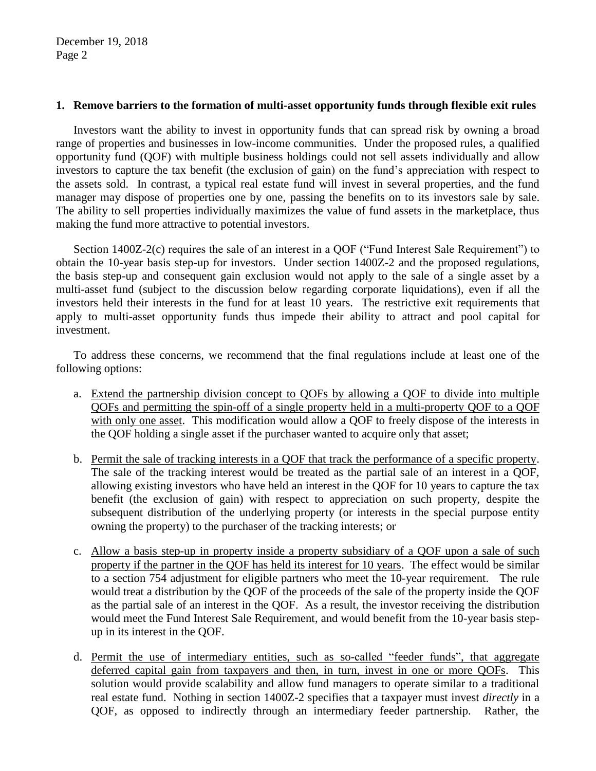**1. Remove barriers to the formation of multi-asset opportunity funds through flexible exit rules**

Investors want the ability to invest in opportunity funds that can spread risk by owning a broad range of properties and businesses in low-income communities. Under the proposed rules, a qualified opportunity fund (QOF) with multiple business holdings could not sell assets individually and allow investors to capture the tax benefit (the exclusion of gain) on the fund's appreciation with respect to the assets sold. In contrast, a typical real estate fund will invest in several properties, and the fund manager may dispose of properties one by one, passing the benefits on to its investors sale by sale. The ability to sell properties individually maximizes the value of fund assets in the marketplace, thus making the fund more attractive to potential investors.

Section 1400Z-2(c) requires the sale of an interest in a QOF ("Fund Interest Sale Requirement") to obtain the 10-year basis step-up for investors. Under section 1400Z-2 and the proposed regulations, the basis step-up and consequent gain exclusion would not apply to the sale of a single asset by a multi-asset fund (subject to the discussion below regarding corporate liquidations), even if all the investors held their interests in the fund for at least 10 years. The restrictive exit requirements that apply to multi-asset opportunity funds thus impede their ability to attract and pool capital for investment.

To address these concerns, we recommend that the final regulations include at least one of the following options:

a. <u>Extend the partnership division concept to QOFs by allowing a QOF to divide into multiple QOFs and permitting the spin-off of a single property held in a multi-property QOF to a QOF with only one asset</u>. This modification would allow a QOF to freely dispose of the interests in the QOF holding a single asset if the purchaser wanted to acquire only that asset;

b. <u>Permit the sale of tracking interests in a QOF that track the performance of a specific property</u>. The sale of the tracking interest would be treated as the partial sale of an interest in a QOF, allowing existing investors who have held an interest in the QOF for 10 years to capture the tax benefit (the exclusion of gain) with respect to appreciation on such property, despite the subsequent distribution of the underlying property (or interests in the special purpose entity owning the property) to the purchaser of the tracking interests; or

c. <u>Allow a basis step-up in property inside a property subsidiary of a QOF upon a sale of such property if the partner in the QOF has held its interest for 10 years</u>. The effect would be similar to a section 754 adjustment for eligible partners who meet the 10-year requirement. The rule would treat a distribution by the QOF of the proceeds of the sale of the property inside the QOF as the partial sale of an interest in the QOF. As a result, the investor receiving the distribution would meet the Fund Interest Sale Requirement, and would benefit from the 10-year basis step-up in its interest in the QOF.

d. <u>Permit the use of intermediary entities, such as so-called "feeder funds", that aggregate deferred capital gain from taxpayers and then, in turn, invest in one or more QOFs</u>. This solution would provide scalability and allow fund managers to operate similar to a traditional real estate fund. Nothing in section 1400Z-2 specifies that a taxpayer must invest *directly* in a QOF, as opposed to indirectly through an intermediary feeder partnership. Rather, the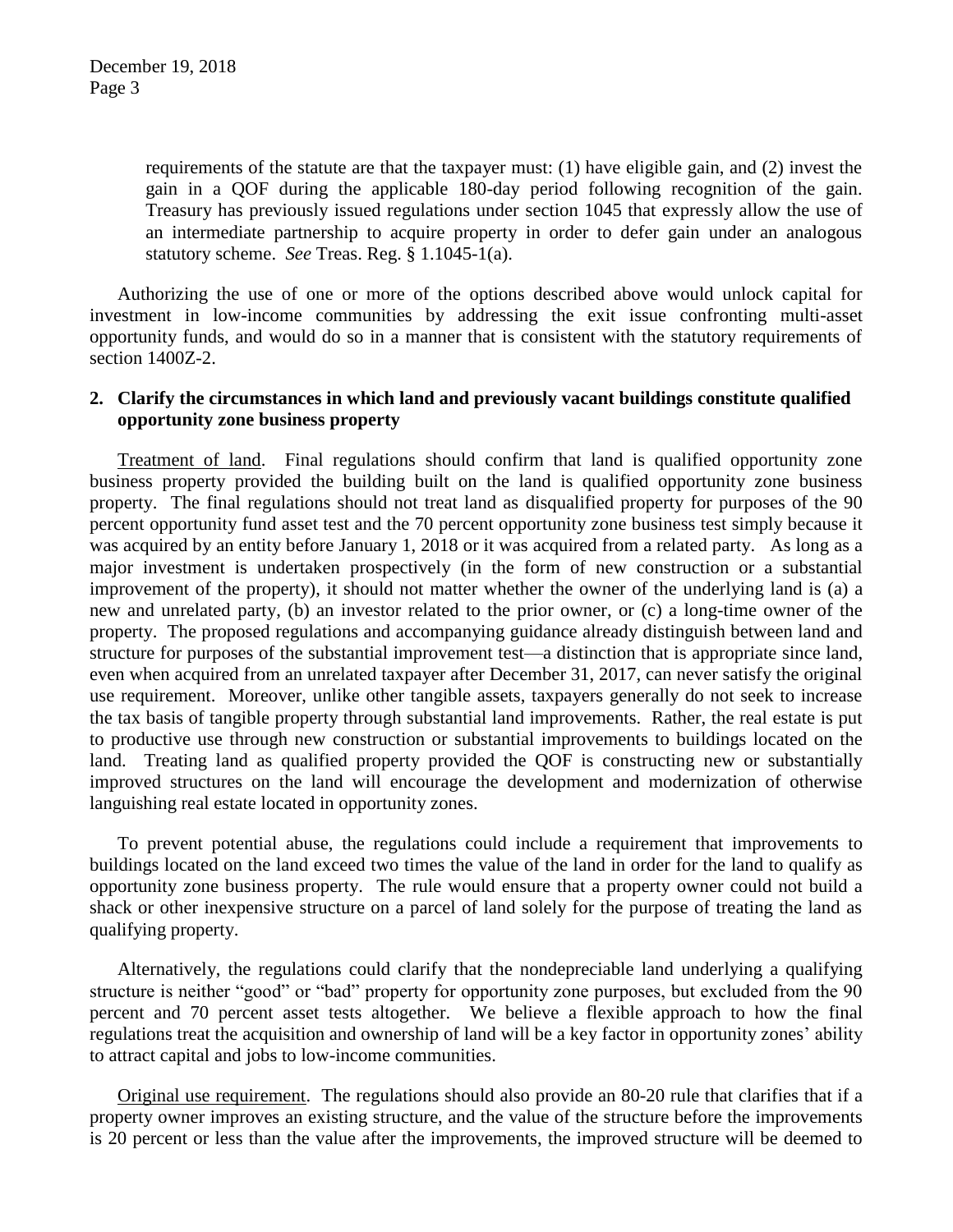requirements of the statute are that the taxpayer must: (1) have eligible gain, and (2) invest the gain in a QOF during the applicable 180-day period following recognition of the gain. Treasury has previously issued regulations under section 1045 that expressly allow the use of an intermediate partnership to acquire property in order to defer gain under an analogous statutory scheme. *See* Treas. Reg. § 1.1045-1(a).

Authorizing the use of one or more of the options described above would unlock capital for investment in low-income communities by addressing the exit issue confronting multi-asset opportunity funds, and would do so in a manner that is consistent with the statutory requirements of section 1400Z-2.

**2. Clarify the circumstances in which land and previously vacant buildings constitute qualified opportunity zone business property**

Treatment of land. Final regulations should confirm that land is qualified opportunity zone business property provided the building built on the land is qualified opportunity zone business property. The final regulations should not treat land as disqualified property for purposes of the 90 percent opportunity fund asset test and the 70 percent opportunity zone business test simply because it was acquired by an entity before January 1, 2018 or it was acquired from a related party. As long as a major investment is undertaken prospectively (in the form of new construction or a substantial improvement of the property), it should not matter whether the owner of the underlying land is (a) a new and unrelated party, (b) an investor related to the prior owner, or (c) a long-time owner of the property. The proposed regulations and accompanying guidance already distinguish between land and structure for purposes of the substantial improvement test—a distinction that is appropriate since land, even when acquired from an unrelated taxpayer after December 31, 2017, can never satisfy the original use requirement. Moreover, unlike other tangible assets, taxpayers generally do not seek to increase the tax basis of tangible property through substantial land improvements. Rather, the real estate is put to productive use through new construction or substantial improvements to buildings located on the land. Treating land as qualified property provided the QOF is constructing new or substantially improved structures on the land will encourage the development and modernization of otherwise languishing real estate located in opportunity zones.

To prevent potential abuse, the regulations could include a requirement that improvements to buildings located on the land exceed two times the value of the land in order for the land to qualify as opportunity zone business property. The rule would ensure that a property owner could not build a shack or other inexpensive structure on a parcel of land solely for the purpose of treating the land as qualifying property.

Alternatively, the regulations could clarify that the nondepreciable land underlying a qualifying structure is neither "good" or "bad" property for opportunity zone purposes, but excluded from the 90 percent and 70 percent asset tests altogether. We believe a flexible approach to how the final regulations treat the acquisition and ownership of land will be a key factor in opportunity zones' ability to attract capital and jobs to low-income communities.

Original use requirement. The regulations should also provide an 80-20 rule that clarifies that if a property owner improves an existing structure, and the value of the structure before the improvements is 20 percent or less than the value after the improvements, the improved structure will be deemed to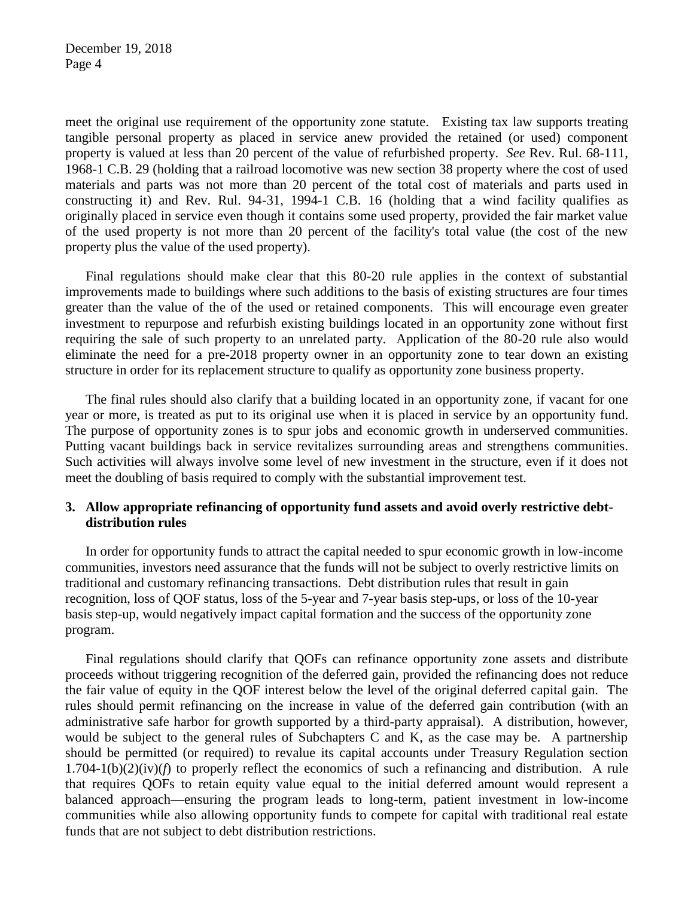meet the original use requirement of the opportunity zone statute. Existing tax law supports treating tangible personal property as placed in service anew provided the retained (or used) component property is valued at less than 20 percent of the value of refurbished property. *See* Rev. Rul. 68-111, 1968-1 C.B. 29 (holding that a railroad locomotive was new section 38 property where the cost of used materials and parts was not more than 20 percent of the total cost of materials and parts used in constructing it) and Rev. Rul. 94-31, 1994-1 C.B. 16 (holding that a wind facility qualifies as originally placed in service even though it contains some used property, provided the fair market value of the used property is not more than 20 percent of the facility's total value (the cost of the new property plus the value of the used property).

Final regulations should make clear that this 80-20 rule applies in the context of substantial improvements made to buildings where such additions to the basis of existing structures are four times greater than the value of the of the used or retained components. This will encourage even greater investment to repurpose and refurbish existing buildings located in an opportunity zone without first requiring the sale of such property to an unrelated party. Application of the 80-20 rule also would eliminate the need for a pre-2018 property owner in an opportunity zone to tear down an existing structure in order for its replacement structure to qualify as opportunity zone business property.

The final rules should also clarify that a building located in an opportunity zone, if vacant for one year or more, is treated as put to its original use when it is placed in service by an opportunity fund. The purpose of opportunity zones is to spur jobs and economic growth in underserved communities. Putting vacant buildings back in service revitalizes surrounding areas and strengthens communities. Such activities will always involve some level of new investment in the structure, even if it does not meet the doubling of basis required to comply with the substantial improvement test.

### 3. Allow appropriate refinancing of opportunity fund assets and avoid overly restrictive debt-distribution rules

In order for opportunity funds to attract the capital needed to spur economic growth in low-income communities, investors need assurance that the funds will not be subject to overly restrictive limits on traditional and customary refinancing transactions. Debt distribution rules that result in gain recognition, loss of QOF status, loss of the 5-year and 7-year basis step-ups, or loss of the 10-year basis step-up, would negatively impact capital formation and the success of the opportunity zone program.

Final regulations should clarify that QOFs can refinance opportunity zone assets and distribute proceeds without triggering recognition of the deferred gain, provided the refinancing does not reduce the fair value of equity in the QOF interest below the level of the original deferred capital gain. The rules should permit refinancing on the increase in value of the deferred gain contribution (with an administrative safe harbor for growth supported by a third-party appraisal). A distribution, however, would be subject to the general rules of Subchapters C and K, as the case may be. A partnership should be permitted (or required) to revalue its capital accounts under Treasury Regulation section 1.704-1(b)(2)(iv)(*f*) to properly reflect the economics of such a refinancing and distribution. A rule that requires QOFs to retain equity value equal to the initial deferred amount would represent a balanced approach—ensuring the program leads to long-term, patient investment in low-income communities while also allowing opportunity funds to compete for capital with traditional real estate funds that are not subject to debt distribution restrictions.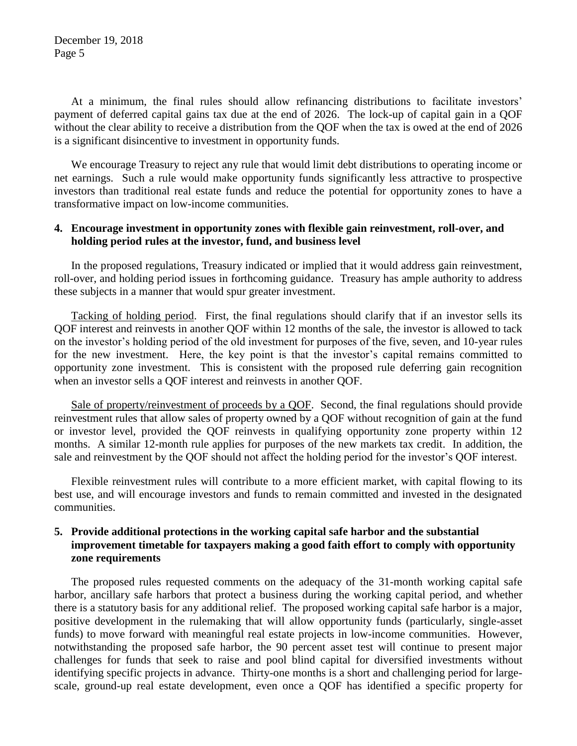At a minimum, the final rules should allow refinancing distributions to facilitate investors' payment of deferred capital gains tax due at the end of 2026. The lock-up of capital gain in a QOF without the clear ability to receive a distribution from the QOF when the tax is owed at the end of 2026 is a significant disincentive to investment in opportunity funds.

We encourage Treasury to reject any rule that would limit debt distributions to operating income or net earnings. Such a rule would make opportunity funds significantly less attractive to prospective investors than traditional real estate funds and reduce the potential for opportunity zones to have a transformative impact on low-income communities.

**4. Encourage investment in opportunity zones with flexible gain reinvestment, roll-over, and holding period rules at the investor, fund, and business level**

In the proposed regulations, Treasury indicated or implied that it would address gain reinvestment, roll-over, and holding period issues in forthcoming guidance. Treasury has ample authority to address these subjects in a manner that would spur greater investment.

Tacking of holding period. First, the final regulations should clarify that if an investor sells its QOF interest and reinvests in another QOF within 12 months of the sale, the investor is allowed to tack on the investor's holding period of the old investment for purposes of the five, seven, and 10-year rules for the new investment. Here, the key point is that the investor's capital remains committed to opportunity zone investment. This is consistent with the proposed rule deferring gain recognition when an investor sells a QOF interest and reinvests in another QOF.

Sale of property/reinvestment of proceeds by a QOF. Second, the final regulations should provide reinvestment rules that allow sales of property owned by a QOF without recognition of gain at the fund or investor level, provided the QOF reinvests in qualifying opportunity zone property within 12 months. A similar 12-month rule applies for purposes of the new markets tax credit. In addition, the sale and reinvestment by the QOF should not affect the holding period for the investor's QOF interest.

Flexible reinvestment rules will contribute to a more efficient market, with capital flowing to its best use, and will encourage investors and funds to remain committed and invested in the designated communities.

**5. Provide additional protections in the working capital safe harbor and the substantial improvement timetable for taxpayers making a good faith effort to comply with opportunity zone requirements**

The proposed rules requested comments on the adequacy of the 31-month working capital safe harbor, ancillary safe harbors that protect a business during the working capital period, and whether there is a statutory basis for any additional relief. The proposed working capital safe harbor is a major, positive development in the rulemaking that will allow opportunity funds (particularly, single-asset funds) to move forward with meaningful real estate projects in low-income communities. However, notwithstanding the proposed safe harbor, the 90 percent asset test will continue to present major challenges for funds that seek to raise and pool blind capital for diversified investments without identifying specific projects in advance. Thirty-one months is a short and challenging period for large-scale, ground-up real estate development, even once a QOF has identified a specific property for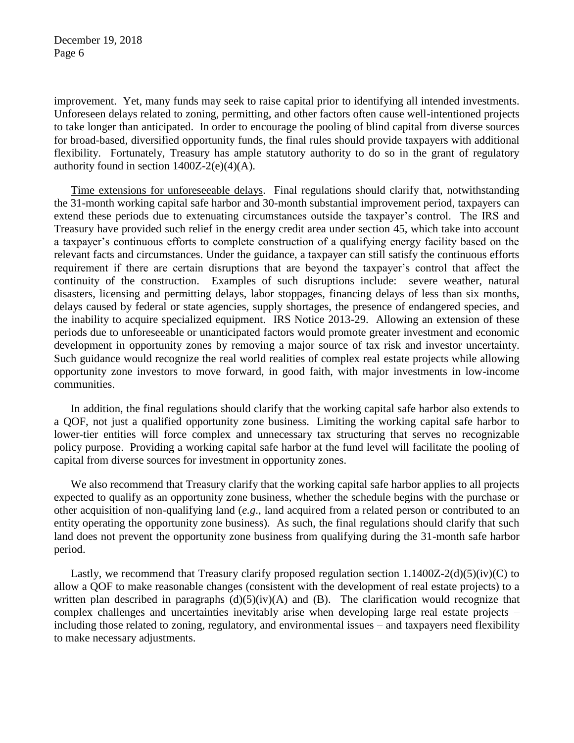improvement. Yet, many funds may seek to raise capital prior to identifying all intended investments. Unforeseen delays related to zoning, permitting, and other factors often cause well-intentioned projects to take longer than anticipated. In order to encourage the pooling of blind capital from diverse sources for broad-based, diversified opportunity funds, the final rules should provide taxpayers with additional flexibility. Fortunately, Treasury has ample statutory authority to do so in the grant of regulatory authority found in section 1400Z-2(e)(4)(A).

Time extensions for unforeseeable delays. Final regulations should clarify that, notwithstanding the 31-month working capital safe harbor and 30-month substantial improvement period, taxpayers can extend these periods due to extenuating circumstances outside the taxpayer's control. The IRS and Treasury have provided such relief in the energy credit area under section 45, which take into account a taxpayer's continuous efforts to complete construction of a qualifying energy facility based on the relevant facts and circumstances. Under the guidance, a taxpayer can still satisfy the continuous efforts requirement if there are certain disruptions that are beyond the taxpayer's control that affect the continuity of the construction. Examples of such disruptions include: severe weather, natural disasters, licensing and permitting delays, labor stoppages, financing delays of less than six months, delays caused by federal or state agencies, supply shortages, the presence of endangered species, and the inability to acquire specialized equipment. IRS Notice 2013-29. Allowing an extension of these periods due to unforeseeable or unanticipated factors would promote greater investment and economic development in opportunity zones by removing a major source of tax risk and investor uncertainty. Such guidance would recognize the real world realities of complex real estate projects while allowing opportunity zone investors to move forward, in good faith, with major investments in low-income communities.

In addition, the final regulations should clarify that the working capital safe harbor also extends to a QOF, not just a qualified opportunity zone business. Limiting the working capital safe harbor to lower-tier entities will force complex and unnecessary tax structuring that serves no recognizable policy purpose. Providing a working capital safe harbor at the fund level will facilitate the pooling of capital from diverse sources for investment in opportunity zones.

We also recommend that Treasury clarify that the working capital safe harbor applies to all projects expected to qualify as an opportunity zone business, whether the schedule begins with the purchase or other acquisition of non-qualifying land (*e.g.*, land acquired from a related person or contributed to an entity operating the opportunity zone business). As such, the final regulations should clarify that such land does not prevent the opportunity zone business from qualifying during the 31-month safe harbor period.

Lastly, we recommend that Treasury clarify proposed regulation section 1.1400Z-2(d)(5)(iv)(C) to allow a QOF to make reasonable changes (consistent with the development of real estate projects) to a written plan described in paragraphs (d)(5)(iv)(A) and (B). The clarification would recognize that complex challenges and uncertainties inevitably arise when developing large real estate projects – including those related to zoning, regulatory, and environmental issues – and taxpayers need flexibility to make necessary adjustments.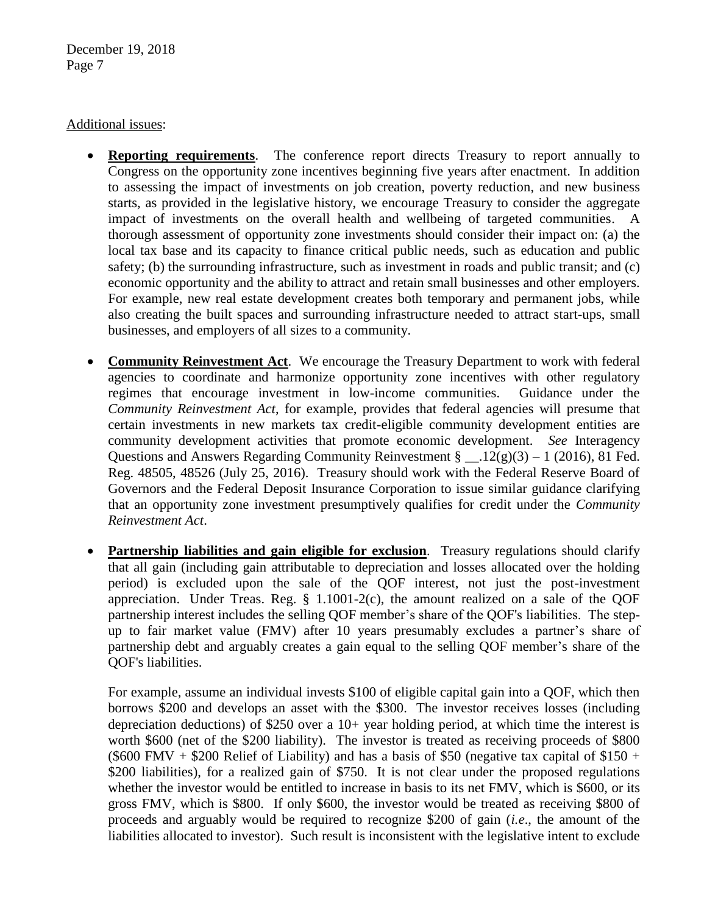Additional issues:

- **Reporting requirements**. The conference report directs Treasury to report annually to Congress on the opportunity zone incentives beginning five years after enactment. In addition to assessing the impact of investments on job creation, poverty reduction, and new business starts, as provided in the legislative history, we encourage Treasury to consider the aggregate impact of investments on the overall health and wellbeing of targeted communities. A thorough assessment of opportunity zone investments should consider their impact on: (a) the local tax base and its capacity to finance critical public needs, such as education and public safety; (b) the surrounding infrastructure, such as investment in roads and public transit; and (c) economic opportunity and the ability to attract and retain small businesses and other employers. For example, new real estate development creates both temporary and permanent jobs, while also creating the built spaces and surrounding infrastructure needed to attract start-ups, small businesses, and employers of all sizes to a community.

- **Community Reinvestment Act**. We encourage the Treasury Department to work with federal agencies to coordinate and harmonize opportunity zone incentives with other regulatory regimes that encourage investment in low-income communities. Guidance under the *Community Reinvestment Act*, for example, provides that federal agencies will presume that certain investments in new markets tax credit-eligible community development entities are community development activities that promote economic development. *See* Interagency Questions and Answers Regarding Community Reinvestment § __.12(g)(3) – 1 (2016), 81 Fed. Reg. 48505, 48526 (July 25, 2016). Treasury should work with the Federal Reserve Board of Governors and the Federal Deposit Insurance Corporation to issue similar guidance clarifying that an opportunity zone investment presumptively qualifies for credit under the *Community Reinvestment Act*.

- **Partnership liabilities and gain eligible for exclusion**. Treasury regulations should clarify that all gain (including gain attributable to depreciation and losses allocated over the holding period) is excluded upon the sale of the QOF interest, not just the post-investment appreciation. Under Treas. Reg. § 1.1001-2(c), the amount realized on a sale of the QOF partnership interest includes the selling QOF member's share of the QOF's liabilities. The step-up to fair market value (FMV) after 10 years presumably excludes a partner's share of partnership debt and arguably creates a gain equal to the selling QOF member's share of the QOF's liabilities.

  For example, assume an individual invests $100 of eligible capital gain into a QOF, which then borrows $200 and develops an asset with the $300. The investor receives losses (including depreciation deductions) of $250 over a 10+ year holding period, at which time the interest is worth $600 (net of the $200 liability). The investor is treated as receiving proceeds of $800 ($600 FMV + $200 Relief of Liability) and has a basis of $50 (negative tax capital of $150 + $200 liabilities), for a realized gain of $750. It is not clear under the proposed regulations whether the investor would be entitled to increase in basis to its net FMV, which is $600, or its gross FMV, which is $800. If only $600, the investor would be treated as receiving $800 of proceeds and arguably would be required to recognize $200 of gain (*i.e*., the amount of the liabilities allocated to investor). Such result is inconsistent with the legislative intent to exclude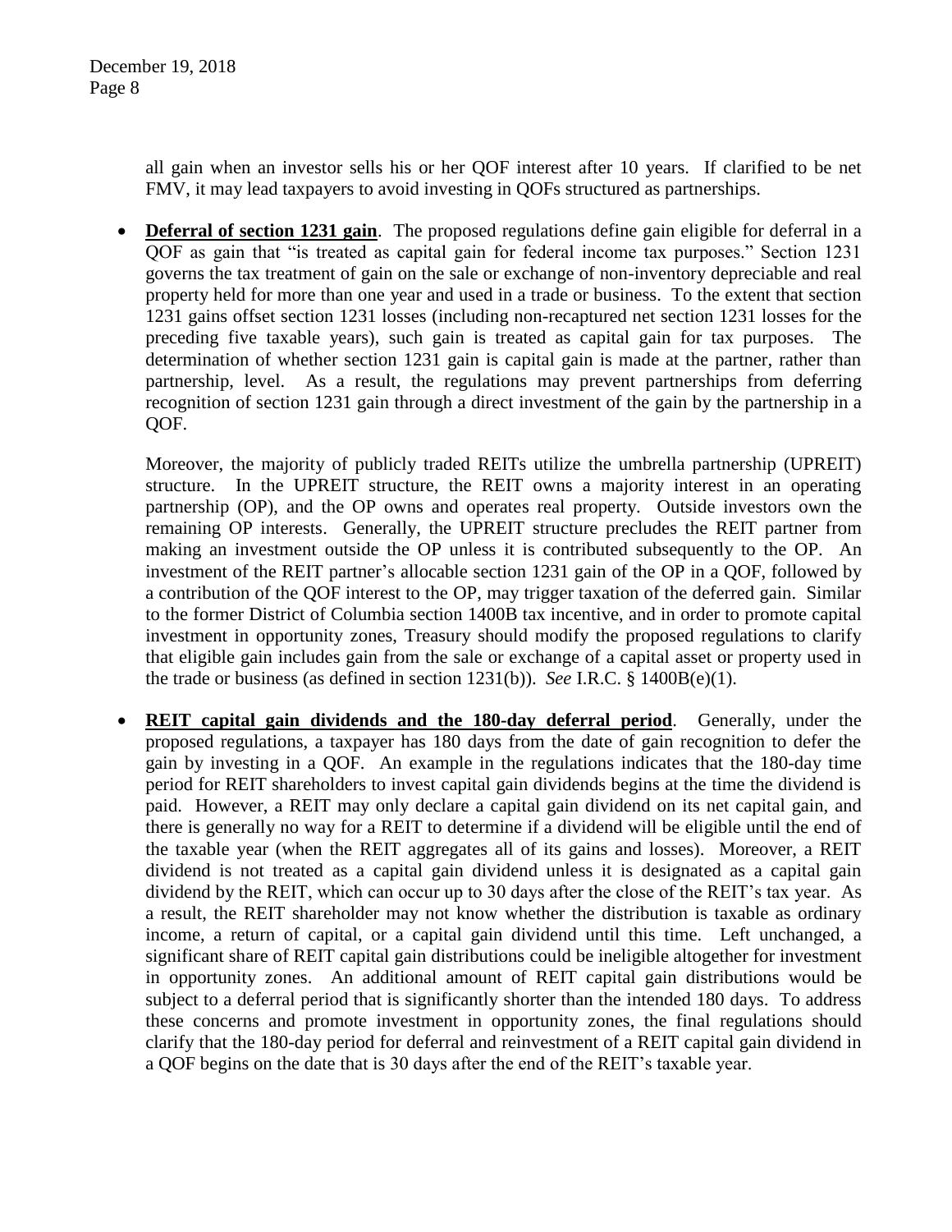all gain when an investor sells his or her QOF interest after 10 years. If clarified to be net FMV, it may lead taxpayers to avoid investing in QOFs structured as partnerships.

- **Deferral of section 1231 gain**. The proposed regulations define gain eligible for deferral in a QOF as gain that "is treated as capital gain for federal income tax purposes." Section 1231 governs the tax treatment of gain on the sale or exchange of non-inventory depreciable and real property held for more than one year and used in a trade or business. To the extent that section 1231 gains offset section 1231 losses (including non-recaptured net section 1231 losses for the preceding five taxable years), such gain is treated as capital gain for tax purposes. The determination of whether section 1231 gain is capital gain is made at the partner, rather than partnership, level. As a result, the regulations may prevent partnerships from deferring recognition of section 1231 gain through a direct investment of the gain by the partnership in a QOF.

  Moreover, the majority of publicly traded REITs utilize the umbrella partnership (UPREIT) structure. In the UPREIT structure, the REIT owns a majority interest in an operating partnership (OP), and the OP owns and operates real property. Outside investors own the remaining OP interests. Generally, the UPREIT structure precludes the REIT partner from making an investment outside the OP unless it is contributed subsequently to the OP. An investment of the REIT partner's allocable section 1231 gain of the OP in a QOF, followed by a contribution of the QOF interest to the OP, may trigger taxation of the deferred gain. Similar to the former District of Columbia section 1400B tax incentive, and in order to promote capital investment in opportunity zones, Treasury should modify the proposed regulations to clarify that eligible gain includes gain from the sale or exchange of a capital asset or property used in the trade or business (as defined in section 1231(b)). *See* I.R.C. § 1400B(e)(1).

- **REIT capital gain dividends and the 180-day deferral period**. Generally, under the proposed regulations, a taxpayer has 180 days from the date of gain recognition to defer the gain by investing in a QOF. An example in the regulations indicates that the 180-day time period for REIT shareholders to invest capital gain dividends begins at the time the dividend is paid. However, a REIT may only declare a capital gain dividend on its net capital gain, and there is generally no way for a REIT to determine if a dividend will be eligible until the end of the taxable year (when the REIT aggregates all of its gains and losses). Moreover, a REIT dividend is not treated as a capital gain dividend unless it is designated as a capital gain dividend by the REIT, which can occur up to 30 days after the close of the REIT's tax year. As a result, the REIT shareholder may not know whether the distribution is taxable as ordinary income, a return of capital, or a capital gain dividend until this time. Left unchanged, a significant share of REIT capital gain distributions could be ineligible altogether for investment in opportunity zones. An additional amount of REIT capital gain distributions would be subject to a deferral period that is significantly shorter than the intended 180 days. To address these concerns and promote investment in opportunity zones, the final regulations should clarify that the 180-day period for deferral and reinvestment of a REIT capital gain dividend in a QOF begins on the date that is 30 days after the end of the REIT's taxable year.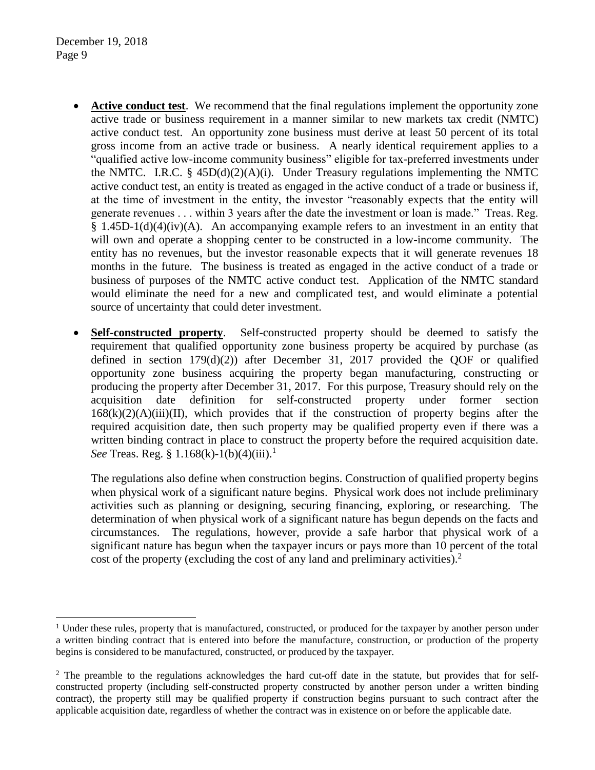- **Active conduct test**. We recommend that the final regulations implement the opportunity zone active trade or business requirement in a manner similar to new markets tax credit (NMTC) active conduct test. An opportunity zone business must derive at least 50 percent of its total gross income from an active trade or business. A nearly identical requirement applies to a "qualified active low-income community business" eligible for tax-preferred investments under the NMTC. I.R.C. § 45D(d)(2)(A)(i). Under Treasury regulations implementing the NMTC active conduct test, an entity is treated as engaged in the active conduct of a trade or business if, at the time of investment in the entity, the investor "reasonably expects that the entity will generate revenues . . . within 3 years after the date the investment or loan is made." Treas. Reg. § 1.45D-1(d)(4)(iv)(A). An accompanying example refers to an investment in an entity that will own and operate a shopping center to be constructed in a low-income community. The entity has no revenues, but the investor reasonable expects that it will generate revenues 18 months in the future. The business is treated as engaged in the active conduct of a trade or business of purposes of the NMTC active conduct test. Application of the NMTC standard would eliminate the need for a new and complicated test, and would eliminate a potential source of uncertainty that could deter investment.

- **Self-constructed property**. Self-constructed property should be deemed to satisfy the requirement that qualified opportunity zone business property be acquired by purchase (as defined in section 179(d)(2)) after December 31, 2017 provided the QOF or qualified opportunity zone business acquiring the property began manufacturing, constructing or producing the property after December 31, 2017. For this purpose, Treasury should rely on the acquisition date definition for self-constructed property under former section 168(k)(2)(A)(iii)(II), which provides that if the construction of property begins after the required acquisition date, then such property may be qualified property even if there was a written binding contract in place to construct the property before the required acquisition date. *See* Treas. Reg. § 1.168(k)-1(b)(4)(iii).[1]

  The regulations also define when construction begins. Construction of qualified property begins when physical work of a significant nature begins. Physical work does not include preliminary activities such as planning or designing, securing financing, exploring, or researching. The determination of when physical work of a significant nature has begun depends on the facts and circumstances. The regulations, however, provide a safe harbor that physical work of a significant nature has begun when the taxpayer incurs or pays more than 10 percent of the total cost of the property (excluding the cost of any land and preliminary activities).[2]

---

[1] Under these rules, property that is manufactured, constructed, or produced for the taxpayer by another person under a written binding contract that is entered into before the manufacture, construction, or production of the property begins is considered to be manufactured, constructed, or produced by the taxpayer.

[2] The preamble to the regulations acknowledges the hard cut-off date in the statute, but provides that for self-constructed property (including self-constructed property constructed by another person under a written binding contract), the property still may be qualified property if construction begins pursuant to such contract after the applicable acquisition date, regardless of whether the contract was in existence on or before the applicable date.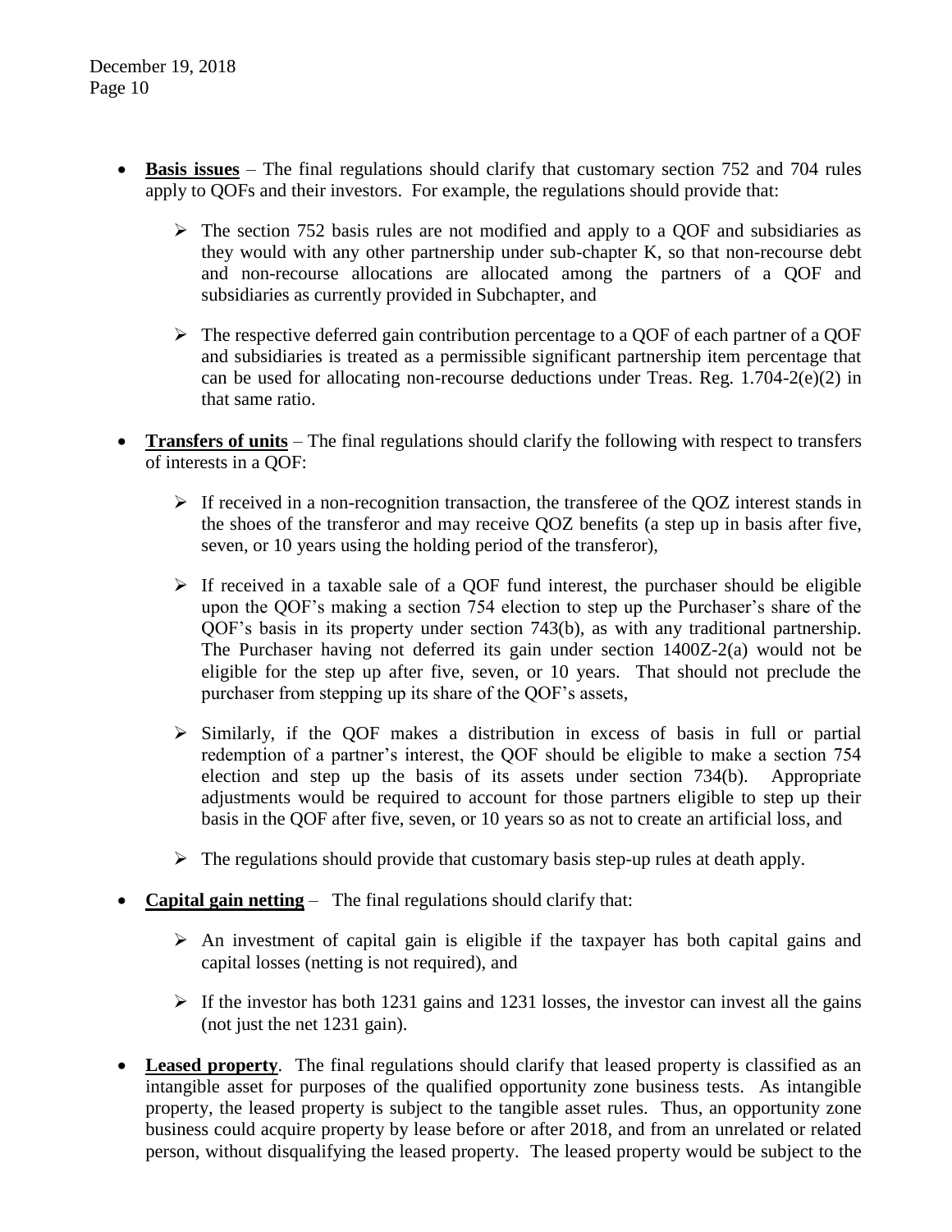- **Basis issues** – The final regulations should clarify that customary section 752 and 704 rules apply to QOFs and their investors. For example, the regulations should provide that:

  - The section 752 basis rules are not modified and apply to a QOF and subsidiaries as they would with any other partnership under sub-chapter K, so that non-recourse debt and non-recourse allocations are allocated among the partners of a QOF and subsidiaries as currently provided in Subchapter, and

  - The respective deferred gain contribution percentage to a QOF of each partner of a QOF and subsidiaries is treated as a permissible significant partnership item percentage that can be used for allocating non-recourse deductions under Treas. Reg. 1.704-2(e)(2) in that same ratio.

- **Transfers of units** – The final regulations should clarify the following with respect to transfers of interests in a QOF:

  - If received in a non-recognition transaction, the transferee of the QOZ interest stands in the shoes of the transferor and may receive QOZ benefits (a step up in basis after five, seven, or 10 years using the holding period of the transferor),

  - If received in a taxable sale of a QOF fund interest, the purchaser should be eligible upon the QOF's making a section 754 election to step up the Purchaser's share of the QOF's basis in its property under section 743(b), as with any traditional partnership. The Purchaser having not deferred its gain under section 1400Z-2(a) would not be eligible for the step up after five, seven, or 10 years. That should not preclude the purchaser from stepping up its share of the QOF's assets,

  - Similarly, if the QOF makes a distribution in excess of basis in full or partial redemption of a partner's interest, the QOF should be eligible to make a section 754 election and step up the basis of its assets under section 734(b). Appropriate adjustments would be required to account for those partners eligible to step up their basis in the QOF after five, seven, or 10 years so as not to create an artificial loss, and

  - The regulations should provide that customary basis step-up rules at death apply.

- **Capital gain netting** – The final regulations should clarify that:

  - An investment of capital gain is eligible if the taxpayer has both capital gains and capital losses (netting is not required), and

  - If the investor has both 1231 gains and 1231 losses, the investor can invest all the gains (not just the net 1231 gain).

- **Leased property**. The final regulations should clarify that leased property is classified as an intangible asset for purposes of the qualified opportunity zone business tests. As intangible property, the leased property is subject to the tangible asset rules. Thus, an opportunity zone business could acquire property by lease before or after 2018, and from an unrelated or related person, without disqualifying the leased property. The leased property would be subject to the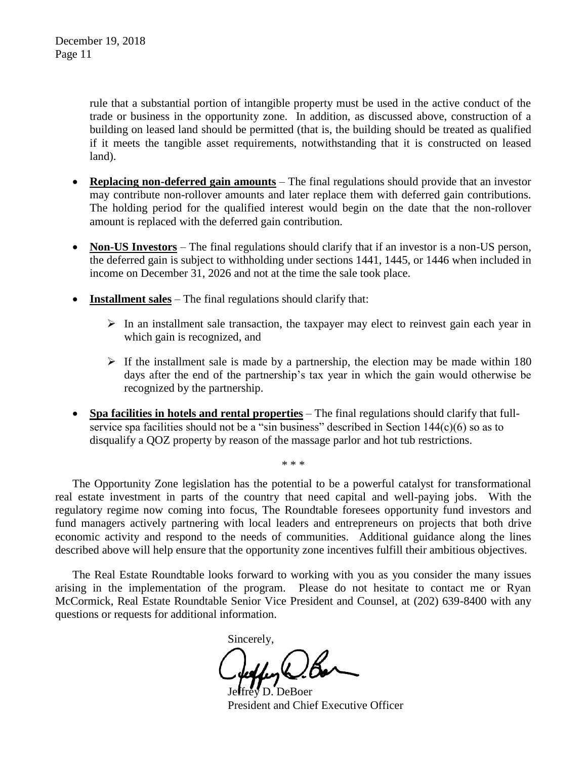rule that a substantial portion of intangible property must be used in the active conduct of the trade or business in the opportunity zone. In addition, as discussed above, construction of a building on leased land should be permitted (that is, the building should be treated as qualified if it meets the tangible asset requirements, notwithstanding that it is constructed on leased land).

- **Replacing non-deferred gain amounts** – The final regulations should provide that an investor may contribute non-rollover amounts and later replace them with deferred gain contributions. The holding period for the qualified interest would begin on the date that the non-rollover amount is replaced with the deferred gain contribution.

- **Non-US Investors** – The final regulations should clarify that if an investor is a non-US person, the deferred gain is subject to withholding under sections 1441, 1445, or 1446 when included in income on December 31, 2026 and not at the time the sale took place.

- **Installment sales** – The final regulations should clarify that:
  - In an installment sale transaction, the taxpayer may elect to reinvest gain each year in which gain is recognized, and
  - If the installment sale is made by a partnership, the election may be made within 180 days after the end of the partnership's tax year in which the gain would otherwise be recognized by the partnership.

- **Spa facilities in hotels and rental properties** – The final regulations should clarify that full-service spa facilities should not be a "sin business" described in Section 144(c)(6) so as to disqualify a QOZ property by reason of the massage parlor and hot tub restrictions.

\* \* \*

The Opportunity Zone legislation has the potential to be a powerful catalyst for transformational real estate investment in parts of the country that need capital and well-paying jobs. With the regulatory regime now coming into focus, The Roundtable foresees opportunity fund investors and fund managers actively partnering with local leaders and entrepreneurs on projects that both drive economic activity and respond to the needs of communities. Additional guidance along the lines described above will help ensure that the opportunity zone incentives fulfill their ambitious objectives.

The Real Estate Roundtable looks forward to working with you as you consider the many issues arising in the implementation of the program. Please do not hesitate to contact me or Ryan McCormick, Real Estate Roundtable Senior Vice President and Counsel, at (202) 639-8400 with any questions or requests for additional information.

Sincerely,

Jeffrey D. DeBoer
President and Chief Executive Officer